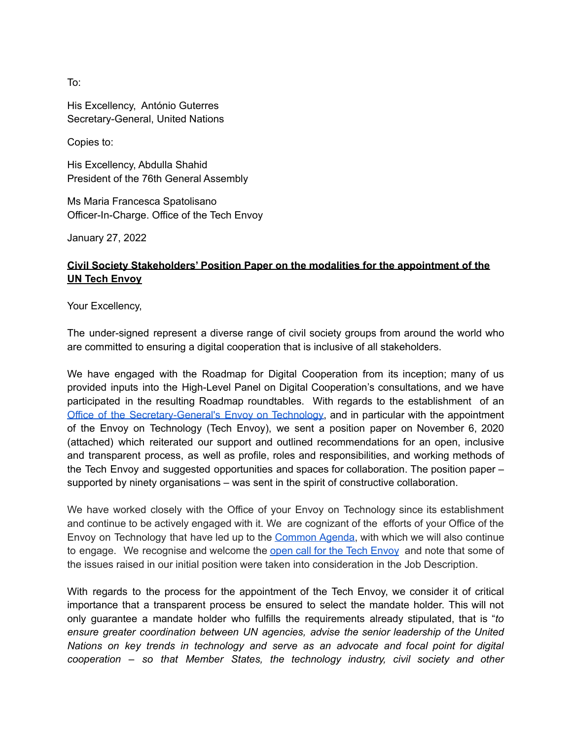To:

His Excellency, António Guterres
Secretary-General, United Nations

Copies to:

His Excellency, Abdulla Shahid
President of the 76th General Assembly

Ms Maria Francesca Spatolisano
Officer-In-Charge. Office of the Tech Envoy

January 27, 2022

**Civil Society Stakeholders' Position Paper on the modalities for the appointment of the UN Tech Envoy**

Your Excellency,

The under-signed represent a diverse range of civil society groups from around the world who are committed to ensuring a digital cooperation that is inclusive of all stakeholders.

We have engaged with the Roadmap for Digital Cooperation from its inception; many of us provided inputs into the High-Level Panel on Digital Cooperation's consultations, and we have participated in the resulting Roadmap roundtables. With regards to the establishment of an [Office of the Secretary-General's Envoy on Technology](), and in particular with the appointment of the Envoy on Technology (Tech Envoy), we sent a position paper on November 6, 2020 (attached) which reiterated our support and outlined recommendations for an open, inclusive and transparent process, as well as profile, roles and responsibilities, and working methods of the Tech Envoy and suggested opportunities and spaces for collaboration. The position paper – supported by ninety organisations – was sent in the spirit of constructive collaboration.

We have worked closely with the Office of your Envoy on Technology since its establishment and continue to be actively engaged with it. We are cognizant of the efforts of your Office of the Envoy on Technology that have led up to the [Common Agenda](), with which we will also continue to engage. We recognise and welcome the [open call for the Tech Envoy]() and note that some of the issues raised in our initial position were taken into consideration in the Job Description.

With regards to the process for the appointment of the Tech Envoy, we consider it of critical importance that a transparent process be ensured to select the mandate holder. This will not only guarantee a mandate holder who fulfills the requirements already stipulated, that is "*to ensure greater coordination between UN agencies, advise the senior leadership of the United Nations on key trends in technology and serve as an advocate and focal point for digital cooperation – so that Member States, the technology industry, civil society and other*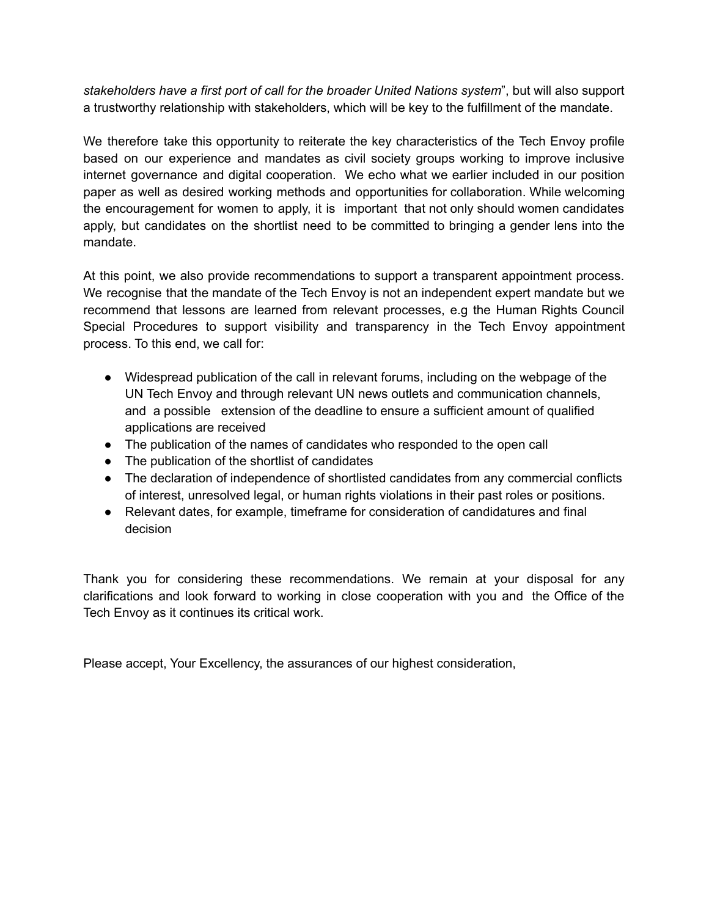*stakeholders have a first port of call for the broader United Nations system*", but will also support a trustworthy relationship with stakeholders, which will be key to the fulfillment of the mandate.

We therefore take this opportunity to reiterate the key characteristics of the Tech Envoy profile based on our experience and mandates as civil society groups working to improve inclusive internet governance and digital cooperation. We echo what we earlier included in our position paper as well as desired working methods and opportunities for collaboration. While welcoming the encouragement for women to apply, it is important that not only should women candidates apply, but candidates on the shortlist need to be committed to bringing a gender lens into the mandate.

At this point, we also provide recommendations to support a transparent appointment process. We recognise that the mandate of the Tech Envoy is not an independent expert mandate but we recommend that lessons are learned from relevant processes, e.g the Human Rights Council Special Procedures to support visibility and transparency in the Tech Envoy appointment process. To this end, we call for:

- Widespread publication of the call in relevant forums, including on the webpage of the UN Tech Envoy and through relevant UN news outlets and communication channels, and a possible extension of the deadline to ensure a sufficient amount of qualified applications are received
- The publication of the names of candidates who responded to the open call
- The publication of the shortlist of candidates
- The declaration of independence of shortlisted candidates from any commercial conflicts of interest, unresolved legal, or human rights violations in their past roles or positions.
- Relevant dates, for example, timeframe for consideration of candidatures and final decision

Thank you for considering these recommendations. We remain at your disposal for any clarifications and look forward to working in close cooperation with you and the Office of the Tech Envoy as it continues its critical work.

Please accept, Your Excellency, the assurances of our highest consideration,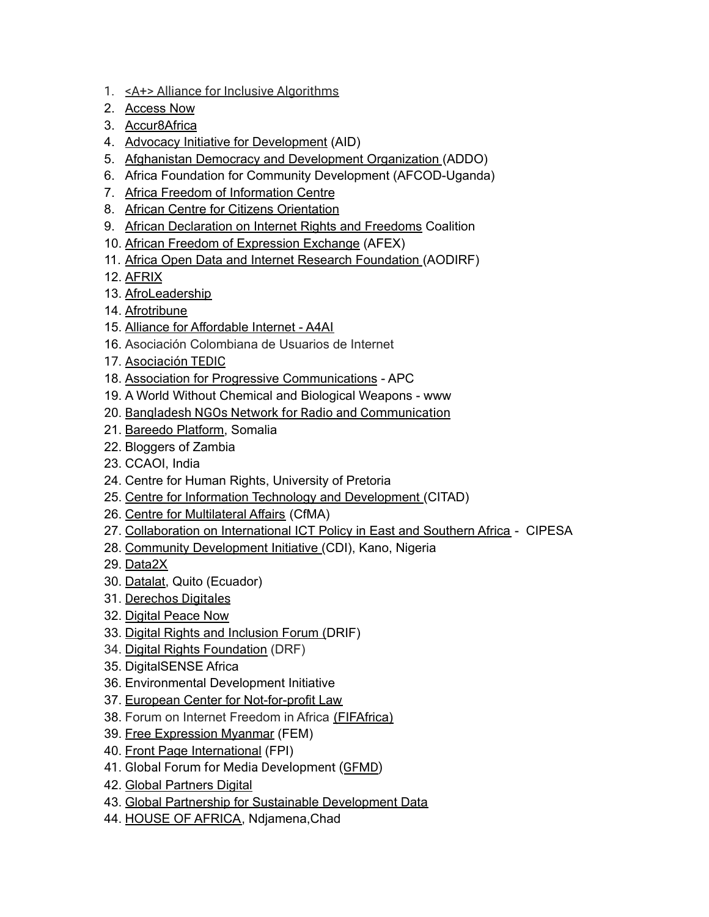1. <A+> Alliance for Inclusive Algorithms
2. Access Now
3. Accur8Africa
4. Advocacy Initiative for Development (AID)
5. Afghanistan Democracy and Development Organization (ADDO)
6. Africa Foundation for Community Development (AFCOD-Uganda)
7. Africa Freedom of Information Centre
8. African Centre for Citizens Orientation
9. African Declaration on Internet Rights and Freedoms Coalition
10. African Freedom of Expression Exchange (AFEX)
11. Africa Open Data and Internet Research Foundation (AODIRF)
12. AFRIX
13. AfroLeadership
14. Afrotribune
15. Alliance for Affordable Internet - A4AI
16. Asociación Colombiana de Usuarios de Internet
17. Asociación TEDIC
18. Association for Progressive Communications - APC
19. A World Without Chemical and Biological Weapons - www
20. Bangladesh NGOs Network for Radio and Communication
21. Bareedo Platform, Somalia
22. Bloggers of Zambia
23. CCAOI, India
24. Centre for Human Rights, University of Pretoria
25. Centre for Information Technology and Development (CITAD)
26. Centre for Multilateral Affairs (CfMA)
27. Collaboration on International ICT Policy in East and Southern Africa - CIPESA
28. Community Development Initiative (CDI), Kano, Nigeria
29. Data2X
30. Datalat, Quito (Ecuador)
31. Derechos Digitales
32. Digital Peace Now
33. Digital Rights and Inclusion Forum (DRIF)
34. Digital Rights Foundation (DRF)
35. DigitalSENSE Africa
36. Environmental Development Initiative
37. European Center for Not-for-profit Law
38. Forum on Internet Freedom in Africa (FIFAfrica)
39. Free Expression Myanmar (FEM)
40. Front Page International (FPI)
41. Global Forum for Media Development (GFMD)
42. Global Partners Digital
43. Global Partnership for Sustainable Development Data
44. HOUSE OF AFRICA, Ndjamena,Chad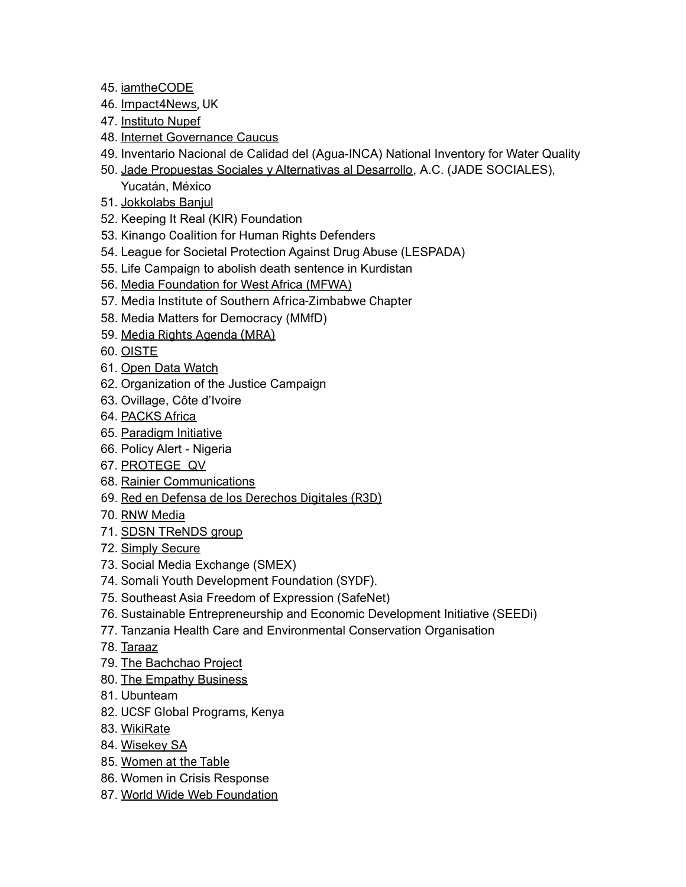45. iamtheCODE
46. Impact4News, UK
47. Instituto Nupef
48. Internet Governance Caucus
49. Inventario Nacional de Calidad del (Agua-INCA) National Inventory for Water Quality
50. Jade Propuestas Sociales y Alternativas al Desarrollo, A.C. (JADE SOCIALES), Yucatán, México
51. Jokkolabs Banjul
52. Keeping It Real (KIR) Foundation
53. Kinango Coalition for Human Rights Defenders
54. League for Societal Protection Against Drug Abuse (LESPADA)
55. Life Campaign to abolish death sentence in Kurdistan
56. Media Foundation for West Africa (MFWA)
57. Media Institute of Southern Africa-Zimbabwe Chapter
58. Media Matters for Democracy (MMfD)
59. Media Rights Agenda (MRA)
60. OISTE
61. Open Data Watch
62. Organization of the Justice Campaign
63. Ovillage, Côte d'Ivoire
64. PACKS Africa
65. Paradigm Initiative
66. Policy Alert - Nigeria
67. PROTEGE QV
68. Rainier Communications
69. Red en Defensa de los Derechos Digitales (R3D)
70. RNW Media
71. SDSN TReNDS group
72. Simply Secure
73. Social Media Exchange (SMEX)
74. Somali Youth Development Foundation (SYDF).
75. Southeast Asia Freedom of Expression (SafeNet)
76. Sustainable Entrepreneurship and Economic Development Initiative (SEEDi)
77. Tanzania Health Care and Environmental Conservation Organisation
78. Taraaz
79. The Bachchao Project
80. The Empathy Business
81. Ubunteam
82. UCSF Global Programs, Kenya
83. WikiRate
84. Wisekey SA
85. Women at the Table
86. Women in Crisis Response
87. World Wide Web Foundation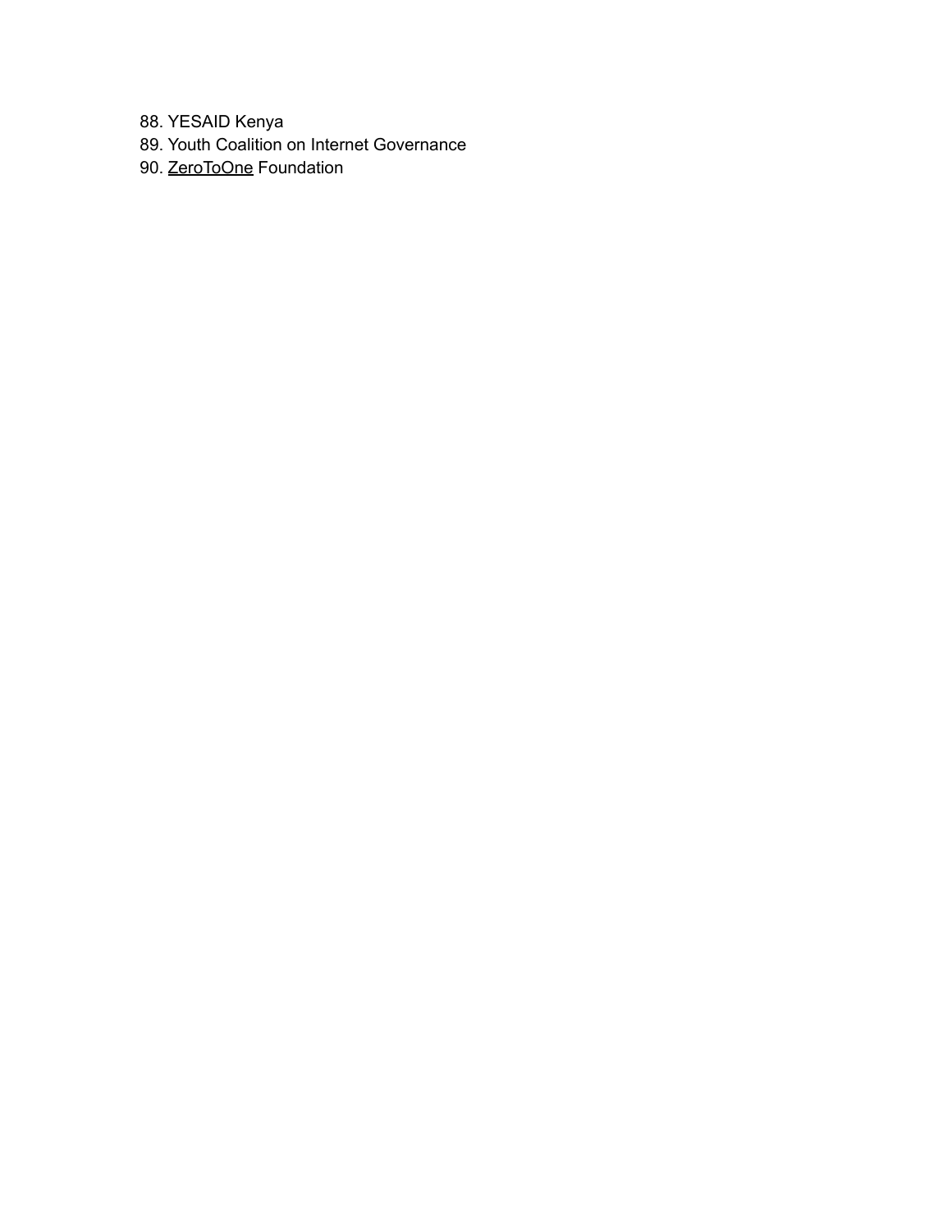88. YESAID Kenya
89. Youth Coalition on Internet Governance
90. ZeroToOne Foundation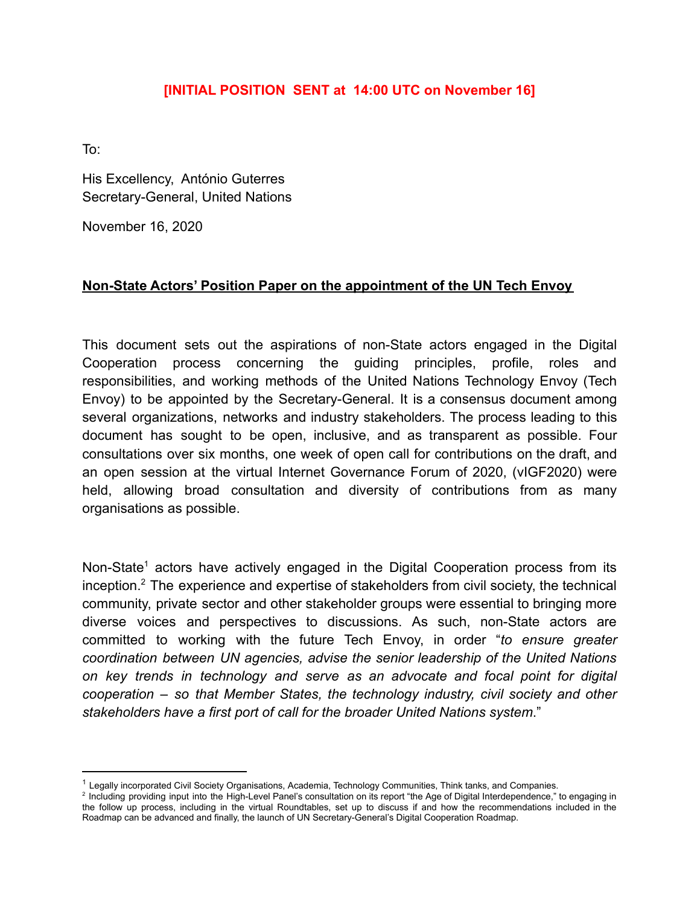**[INITIAL POSITION SENT at 14:00 UTC on November 16]**

To:

His Excellency, António Guterres
Secretary-General, United Nations

November 16, 2020

**Non-State Actors' Position Paper on the appointment of the UN Tech Envoy**

This document sets out the aspirations of non-State actors engaged in the Digital Cooperation process concerning the guiding principles, profile, roles and responsibilities, and working methods of the United Nations Technology Envoy (Tech Envoy) to be appointed by the Secretary-General. It is a consensus document among several organizations, networks and industry stakeholders. The process leading to this document has sought to be open, inclusive, and as transparent as possible. Four consultations over six months, one week of open call for contributions on the draft, and an open session at the virtual Internet Governance Forum of 2020, (vIGF2020) were held, allowing broad consultation and diversity of contributions from as many organisations as possible.

Non-State[1] actors have actively engaged in the Digital Cooperation process from its inception.[2] The experience and expertise of stakeholders from civil society, the technical community, private sector and other stakeholder groups were essential to bringing more diverse voices and perspectives to discussions. As such, non-State actors are committed to working with the future Tech Envoy, in order "*to ensure greater coordination between UN agencies, advise the senior leadership of the United Nations on key trends in technology and serve as an advocate and focal point for digital cooperation – so that Member States, the technology industry, civil society and other stakeholders have a first port of call for the broader United Nations system*."

---

[1] Legally incorporated Civil Society Organisations, Academia, Technology Communities, Think tanks, and Companies.

[2] Including providing input into the High-Level Panel's consultation on its report "the Age of Digital Interdependence," to engaging in the follow up process, including in the virtual Roundtables, set up to discuss if and how the recommendations included in the Roadmap can be advanced and finally, the launch of UN Secretary-General's Digital Cooperation Roadmap.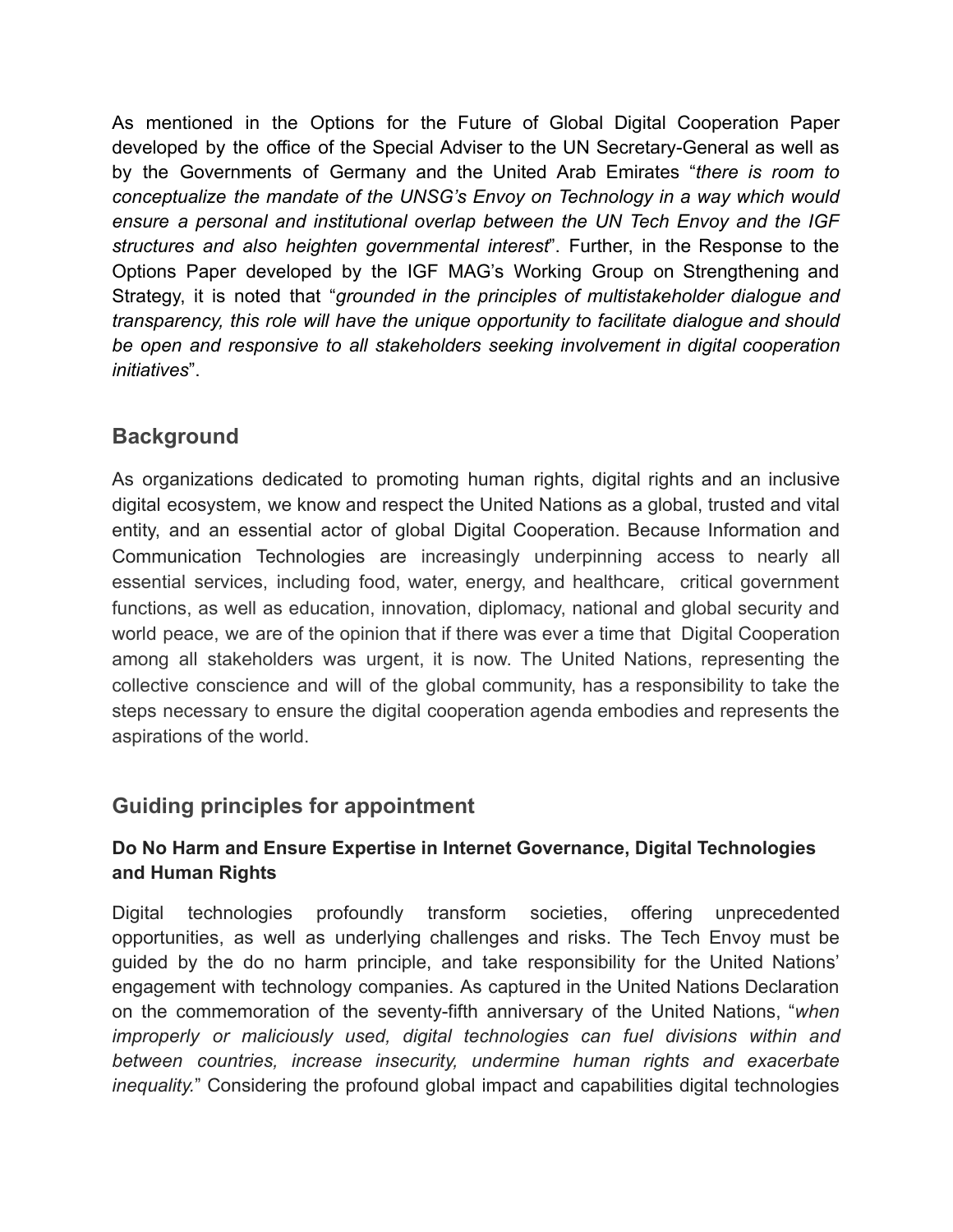As mentioned in the Options for the Future of Global Digital Cooperation Paper developed by the office of the Special Adviser to the UN Secretary-General as well as by the Governments of Germany and the United Arab Emirates "*there is room to conceptualize the mandate of the UNSG's Envoy on Technology in a way which would ensure a personal and institutional overlap between the UN Tech Envoy and the IGF structures and also heighten governmental interest*". Further, in the Response to the Options Paper developed by the IGF MAG's Working Group on Strengthening and Strategy, it is noted that "*grounded in the principles of multistakeholder dialogue and transparency, this role will have the unique opportunity to facilitate dialogue and should be open and responsive to all stakeholders seeking involvement in digital cooperation initiatives*".

## Background

As organizations dedicated to promoting human rights, digital rights and an inclusive digital ecosystem, we know and respect the United Nations as a global, trusted and vital entity, and an essential actor of global Digital Cooperation. Because Information and Communication Technologies are increasingly underpinning access to nearly all essential services, including food, water, energy, and healthcare, critical government functions, as well as education, innovation, diplomacy, national and global security and world peace, we are of the opinion that if there was ever a time that Digital Cooperation among all stakeholders was urgent, it is now. The United Nations, representing the collective conscience and will of the global community, has a responsibility to take the steps necessary to ensure the digital cooperation agenda embodies and represents the aspirations of the world.

## Guiding principles for appointment

### Do No Harm and Ensure Expertise in Internet Governance, Digital Technologies and Human Rights

Digital technologies profoundly transform societies, offering unprecedented opportunities, as well as underlying challenges and risks. The Tech Envoy must be guided by the do no harm principle, and take responsibility for the United Nations' engagement with technology companies. As captured in the United Nations Declaration on the commemoration of the seventy-fifth anniversary of the United Nations, "*when improperly or maliciously used, digital technologies can fuel divisions within and between countries, increase insecurity, undermine human rights and exacerbate inequality.*" Considering the profound global impact and capabilities digital technologies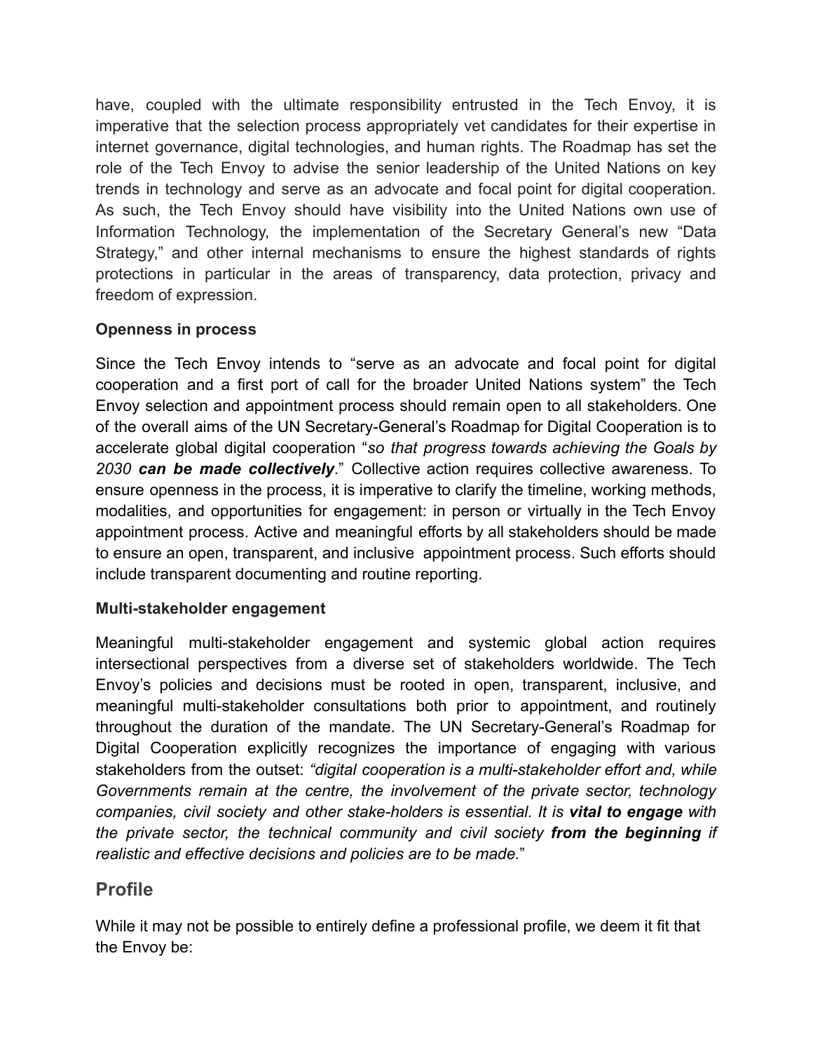have, coupled with the ultimate responsibility entrusted in the Tech Envoy, it is imperative that the selection process appropriately vet candidates for their expertise in internet governance, digital technologies, and human rights. The Roadmap has set the role of the Tech Envoy to advise the senior leadership of the United Nations on key trends in technology and serve as an advocate and focal point for digital cooperation. As such, the Tech Envoy should have visibility into the United Nations own use of Information Technology, the implementation of the Secretary General's new "Data Strategy," and other internal mechanisms to ensure the highest standards of rights protections in particular in the areas of transparency, data protection, privacy and freedom of expression.

**Openness in process**

Since the Tech Envoy intends to "serve as an advocate and focal point for digital cooperation and a first port of call for the broader United Nations system" the Tech Envoy selection and appointment process should remain open to all stakeholders. One of the overall aims of the UN Secretary-General's Roadmap for Digital Cooperation is to accelerate global digital cooperation "*so that progress towards achieving the Goals by 2030* ***can be made collectively***." Collective action requires collective awareness. To ensure openness in the process, it is imperative to clarify the timeline, working methods, modalities, and opportunities for engagement: in person or virtually in the Tech Envoy appointment process. Active and meaningful efforts by all stakeholders should be made to ensure an open, transparent, and inclusive appointment process. Such efforts should include transparent documenting and routine reporting.

**Multi-stakeholder engagement**

Meaningful multi-stakeholder engagement and systemic global action requires intersectional perspectives from a diverse set of stakeholders worldwide. The Tech Envoy's policies and decisions must be rooted in open, transparent, inclusive, and meaningful multi-stakeholder consultations both prior to appointment, and routinely throughout the duration of the mandate. The UN Secretary-General's Roadmap for Digital Cooperation explicitly recognizes the importance of engaging with various stakeholders from the outset: *"digital cooperation is a multi-stakeholder effort and, while Governments remain at the centre, the involvement of the private sector, technology companies, civil society and other stake-holders is essential. It is* ***vital to engage*** *with the private sector, the technical community and civil society* ***from the beginning*** *if realistic and effective decisions and policies are to be made.*"

## Profile

While it may not be possible to entirely define a professional profile, we deem it fit that the Envoy be: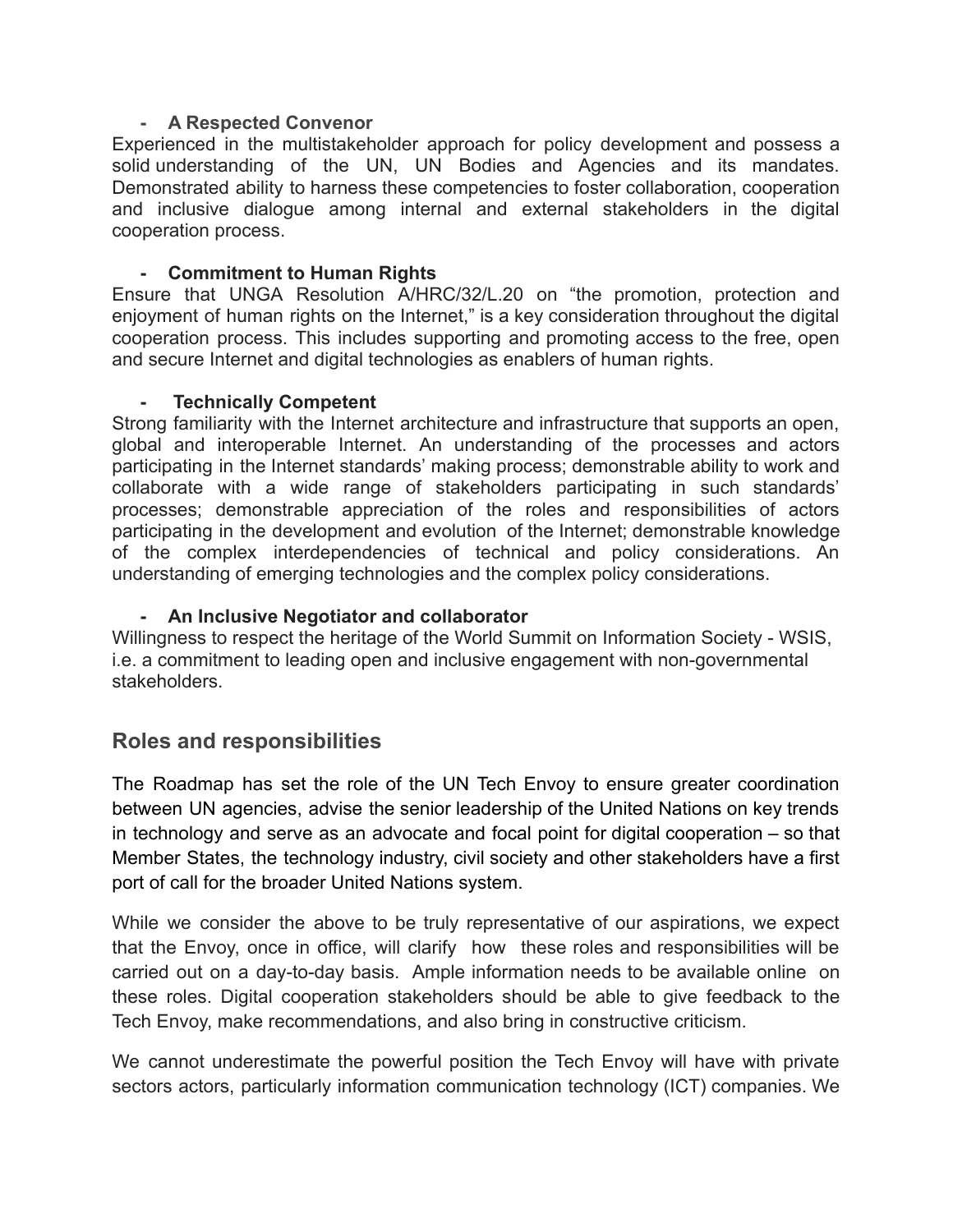- **A Respected Convenor**

Experienced in the multistakeholder approach for policy development and possess a solid understanding of the UN, UN Bodies and Agencies and its mandates. Demonstrated ability to harness these competencies to foster collaboration, cooperation and inclusive dialogue among internal and external stakeholders in the digital cooperation process.

- **Commitment to Human Rights**

Ensure that UNGA Resolution A/HRC/32/L.20 on "the promotion, protection and enjoyment of human rights on the Internet," is a key consideration throughout the digital cooperation process. This includes supporting and promoting access to the free, open and secure Internet and digital technologies as enablers of human rights.

- **Technically Competent**

Strong familiarity with the Internet architecture and infrastructure that supports an open, global and interoperable Internet. An understanding of the processes and actors participating in the Internet standards' making process; demonstrable ability to work and collaborate with a wide range of stakeholders participating in such standards' processes; demonstrable appreciation of the roles and responsibilities of actors participating in the development and evolution of the Internet; demonstrable knowledge of the complex interdependencies of technical and policy considerations. An understanding of emerging technologies and the complex policy considerations.

- **An Inclusive Negotiator and collaborator**

Willingness to respect the heritage of the World Summit on Information Society - WSIS, i.e. a commitment to leading open and inclusive engagement with non-governmental stakeholders.

## Roles and responsibilities

The Roadmap has set the role of the UN Tech Envoy to ensure greater coordination between UN agencies, advise the senior leadership of the United Nations on key trends in technology and serve as an advocate and focal point for digital cooperation – so that Member States, the technology industry, civil society and other stakeholders have a first port of call for the broader United Nations system.

While we consider the above to be truly representative of our aspirations, we expect that the Envoy, once in office, will clarify how these roles and responsibilities will be carried out on a day-to-day basis. Ample information needs to be available online on these roles. Digital cooperation stakeholders should be able to give feedback to the Tech Envoy, make recommendations, and also bring in constructive criticism.

We cannot underestimate the powerful position the Tech Envoy will have with private sectors actors, particularly information communication technology (ICT) companies. We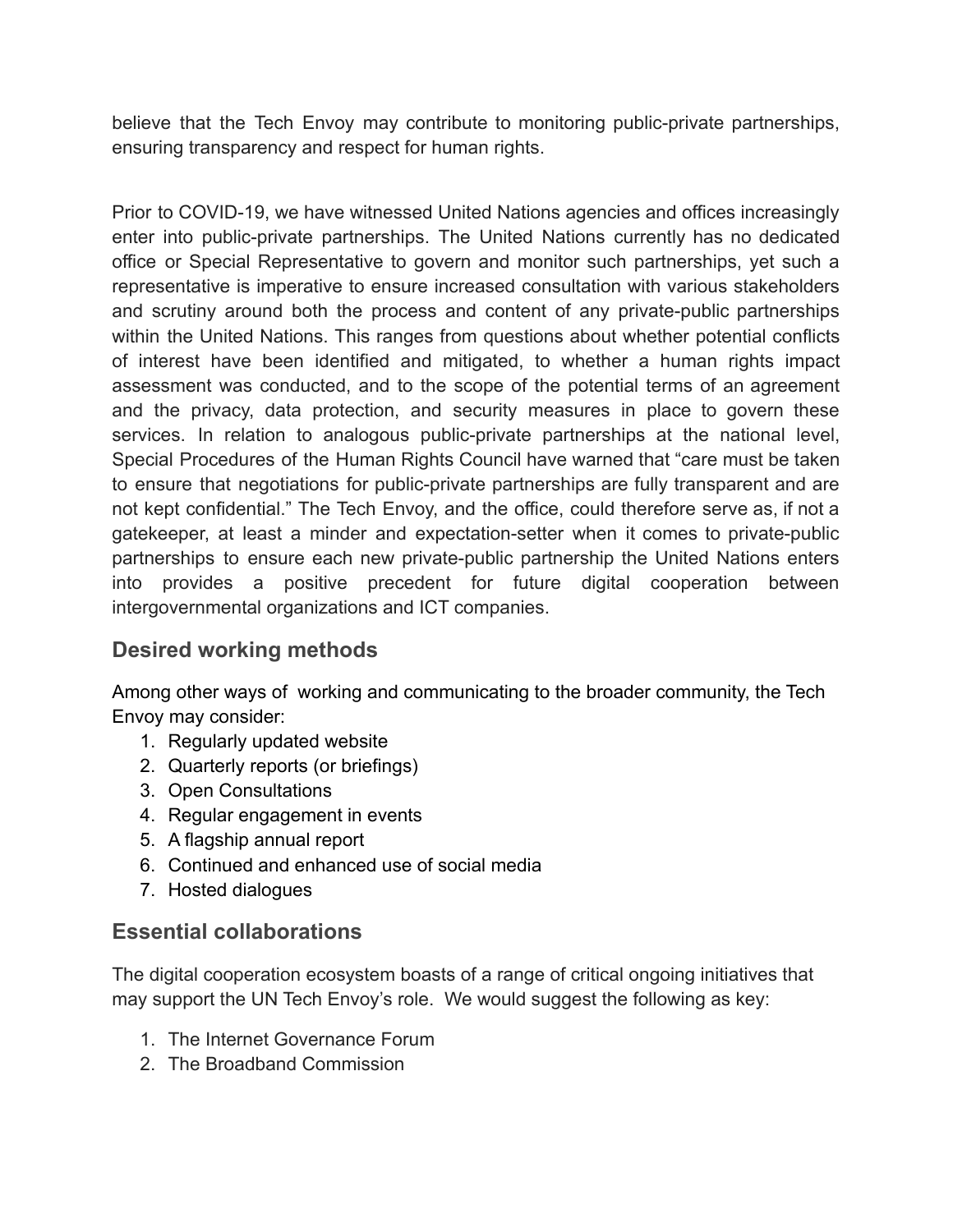believe that the Tech Envoy may contribute to monitoring public-private partnerships, ensuring transparency and respect for human rights.

Prior to COVID-19, we have witnessed United Nations agencies and offices increasingly enter into public-private partnerships. The United Nations currently has no dedicated office or Special Representative to govern and monitor such partnerships, yet such a representative is imperative to ensure increased consultation with various stakeholders and scrutiny around both the process and content of any private-public partnerships within the United Nations. This ranges from questions about whether potential conflicts of interest have been identified and mitigated, to whether a human rights impact assessment was conducted, and to the scope of the potential terms of an agreement and the privacy, data protection, and security measures in place to govern these services. In relation to analogous public-private partnerships at the national level, Special Procedures of the Human Rights Council have warned that "care must be taken to ensure that negotiations for public-private partnerships are fully transparent and are not kept confidential." The Tech Envoy, and the office, could therefore serve as, if not a gatekeeper, at least a minder and expectation-setter when it comes to private-public partnerships to ensure each new private-public partnership the United Nations enters into provides a positive precedent for future digital cooperation between intergovernmental organizations and ICT companies.

## Desired working methods

Among other ways of working and communicating to the broader community, the Tech Envoy may consider:

1. Regularly updated website
2. Quarterly reports (or briefings)
3. Open Consultations
4. Regular engagement in events
5. A flagship annual report
6. Continued and enhanced use of social media
7. Hosted dialogues

## Essential collaborations

The digital cooperation ecosystem boasts of a range of critical ongoing initiatives that may support the UN Tech Envoy's role. We would suggest the following as key:

1. The Internet Governance Forum
2. The Broadband Commission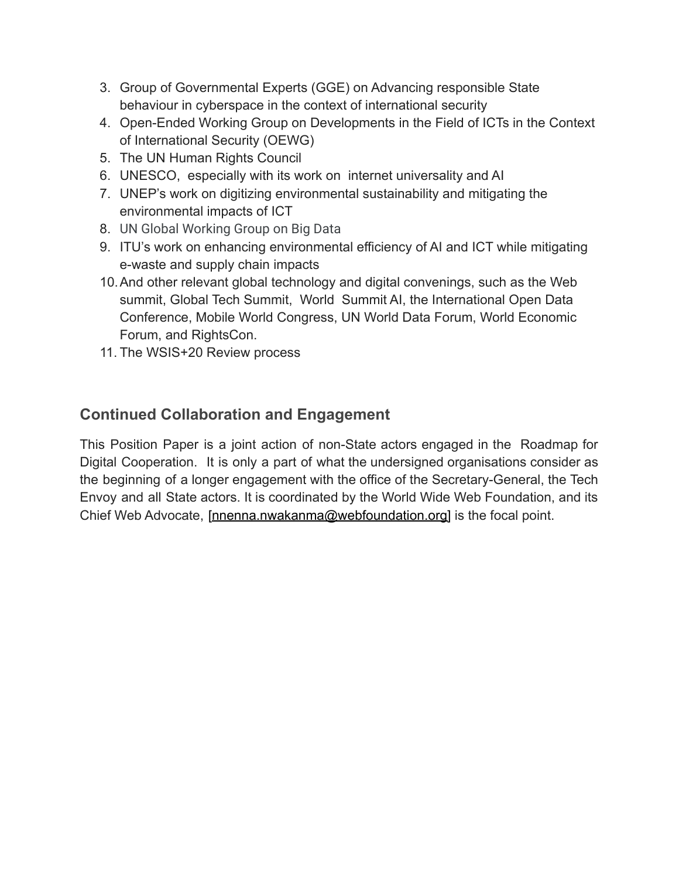3. Group of Governmental Experts (GGE) on Advancing responsible State behaviour in cyberspace in the context of international security
4. Open-Ended Working Group on Developments in the Field of ICTs in the Context of International Security (OEWG)
5. The UN Human Rights Council
6. UNESCO, especially with its work on internet universality and AI
7. UNEP's work on digitizing environmental sustainability and mitigating the environmental impacts of ICT
8. UN Global Working Group on Big Data
9. ITU's work on enhancing environmental efficiency of AI and ICT while mitigating e-waste and supply chain impacts
10. And other relevant global technology and digital convenings, such as the Web summit, Global Tech Summit, World Summit AI, the International Open Data Conference, Mobile World Congress, UN World Data Forum, World Economic Forum, and RightsCon.
11. The WSIS+20 Review process

## Continued Collaboration and Engagement

This Position Paper is a joint action of non-State actors engaged in the Roadmap for Digital Cooperation. It is only a part of what the undersigned organisations consider as the beginning of a longer engagement with the office of the Secretary-General, the Tech Envoy and all State actors. It is coordinated by the World Wide Web Foundation, and its Chief Web Advocate, [nnenna.nwakanma@webfoundation.org] is the focal point.